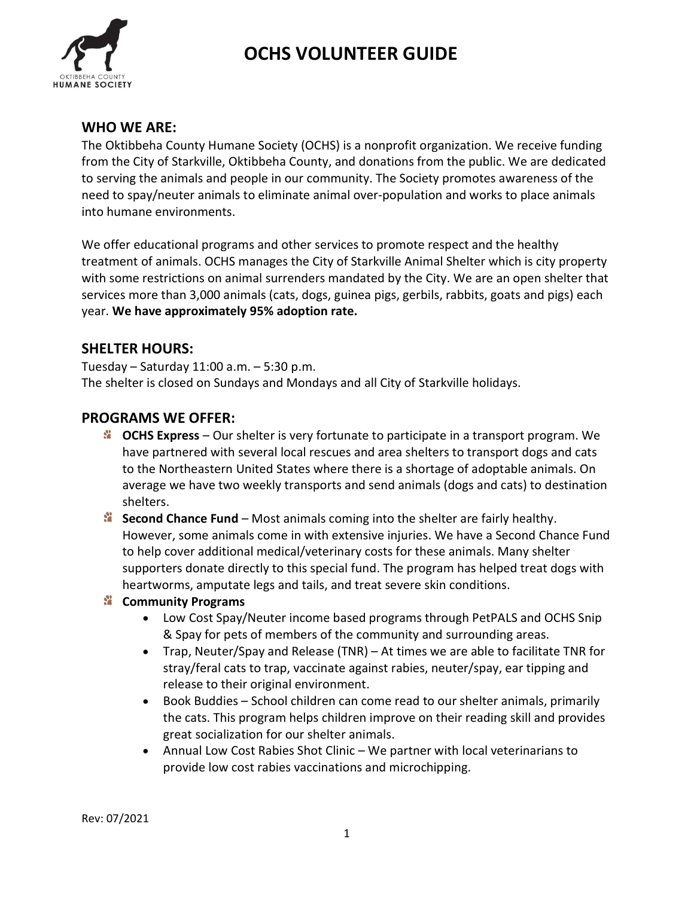# OCHS VOLUNTEER GUIDE

## WHO WE ARE:

The Oktibbeha County Humane Society (OCHS) is a nonprofit organization. We receive funding from the City of Starkville, Oktibbeha County, and donations from the public. We are dedicated to serving the animals and people in our community. The Society promotes awareness of the need to spay/neuter animals to eliminate animal over-population and works to place animals into humane environments.

We offer educational programs and other services to promote respect and the healthy treatment of animals. OCHS manages the City of Starkville Animal Shelter which is city property with some restrictions on animal surrenders mandated by the City. We are an open shelter that services more than 3,000 animals (cats, dogs, guinea pigs, gerbils, rabbits, goats and pigs) each year. **We have approximately 95% adoption rate.**

## SHELTER HOURS:

Tuesday – Saturday 11:00 a.m. – 5:30 p.m.
The shelter is closed on Sundays and Mondays and all City of Starkville holidays.

## PROGRAMS WE OFFER:

- **OCHS Express** – Our shelter is very fortunate to participate in a transport program. We have partnered with several local rescues and area shelters to transport dogs and cats to the Northeastern United States where there is a shortage of adoptable animals. On average we have two weekly transports and send animals (dogs and cats) to destination shelters.
- **Second Chance Fund** – Most animals coming into the shelter are fairly healthy. However, some animals come in with extensive injuries. We have a Second Chance Fund to help cover additional medical/veterinary costs for these animals. Many shelter supporters donate directly to this special fund. The program has helped treat dogs with heartworms, amputate legs and tails, and treat severe skin conditions.
- **Community Programs**
  - Low Cost Spay/Neuter income based programs through PetPALS and OCHS Snip & Spay for pets of members of the community and surrounding areas.
  - Trap, Neuter/Spay and Release (TNR) – At times we are able to facilitate TNR for stray/feral cats to trap, vaccinate against rabies, neuter/spay, ear tipping and release to their original environment.
  - Book Buddies – School children can come read to our shelter animals, primarily the cats. This program helps children improve on their reading skill and provides great socialization for our shelter animals.
  - Annual Low Cost Rabies Shot Clinic – We partner with local veterinarians to provide low cost rabies vaccinations and microchipping.

Rev: 07/2021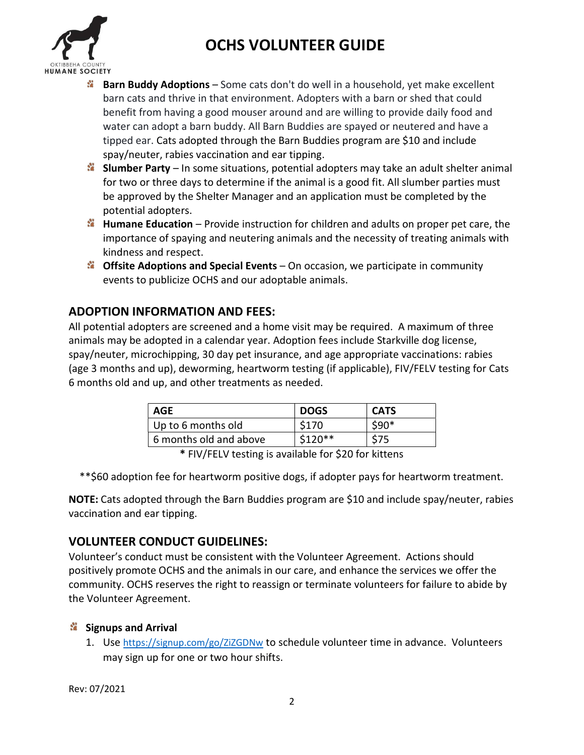- **Barn Buddy Adoptions** – Some cats don't do well in a household, yet make excellent barn cats and thrive in that environment. Adopters with a barn or shed that could benefit from having a good mouser around and are willing to provide daily food and water can adopt a barn buddy. All Barn Buddies are spayed or neutered and have a tipped ear. Cats adopted through the Barn Buddies program are $10 and include spay/neuter, rabies vaccination and ear tipping.
- **Slumber Party** – In some situations, potential adopters may take an adult shelter animal for two or three days to determine if the animal is a good fit. All slumber parties must be approved by the Shelter Manager and an application must be completed by the potential adopters.
- **Humane Education** – Provide instruction for children and adults on proper pet care, the importance of spaying and neutering animals and the necessity of treating animals with kindness and respect.
- **Offsite Adoptions and Special Events** – On occasion, we participate in community events to publicize OCHS and our adoptable animals.

## ADOPTION INFORMATION AND FEES:

All potential adopters are screened and a home visit may be required. A maximum of three animals may be adopted in a calendar year. Adoption fees include Starkville dog license, spay/neuter, microchipping, 30 day pet insurance, and age appropriate vaccinations: rabies (age 3 months and up), deworming, heartworm testing (if applicable), FIV/FELV testing for Cats 6 months old and up, and other treatments as needed.

| AGE | DOGS | CATS |
|---|---|---|
| Up to 6 months old | $170 | $90* |
| 6 months old and above | $120** | $75 |

**\*** FIV/FELV testing is available for $20 for kittens

**$60 adoption fee for heartworm positive dogs, if adopter pays for heartworm treatment.

**NOTE:** Cats adopted through the Barn Buddies program are $10 and include spay/neuter, rabies vaccination and ear tipping.

## VOLUNTEER CONDUCT GUIDELINES:

Volunteer's conduct must be consistent with the Volunteer Agreement. Actions should positively promote OCHS and the animals in our care, and enhance the services we offer the community. OCHS reserves the right to reassign or terminate volunteers for failure to abide by the Volunteer Agreement.

- **Signups and Arrival**
  1. Use https://signup.com/go/ZiZGDNw to schedule volunteer time in advance. Volunteers may sign up for one or two hour shifts.

Rev: 07/2021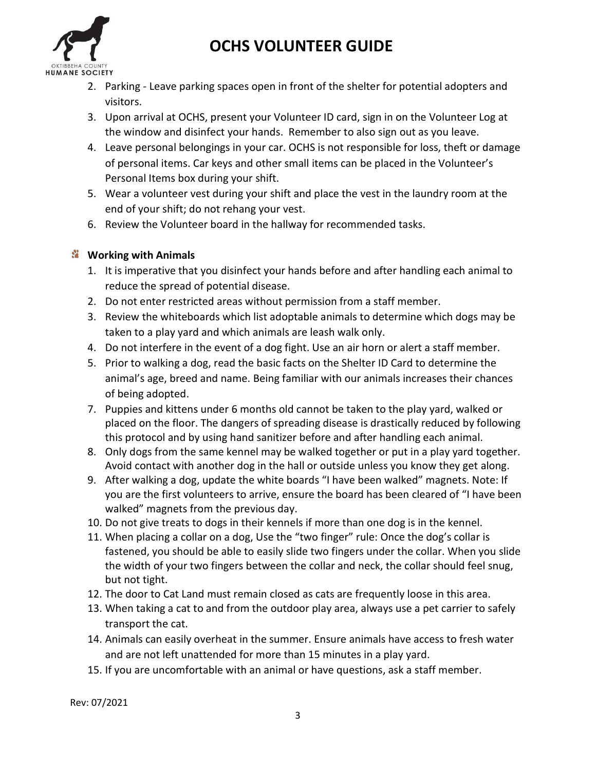2. Parking - Leave parking spaces open in front of the shelter for potential adopters and visitors.
3. Upon arrival at OCHS, present your Volunteer ID card, sign in on the Volunteer Log at the window and disinfect your hands. Remember to also sign out as you leave.
4. Leave personal belongings in your car. OCHS is not responsible for loss, theft or damage of personal items. Car keys and other small items can be placed in the Volunteer's Personal Items box during your shift.
5. Wear a volunteer vest during your shift and place the vest in the laundry room at the end of your shift; do not rehang your vest.
6. Review the Volunteer board in the hallway for recommended tasks.

### Working with Animals

1. It is imperative that you disinfect your hands before and after handling each animal to reduce the spread of potential disease.
2. Do not enter restricted areas without permission from a staff member.
3. Review the whiteboards which list adoptable animals to determine which dogs may be taken to a play yard and which animals are leash walk only.
4. Do not interfere in the event of a dog fight. Use an air horn or alert a staff member.
5. Prior to walking a dog, read the basic facts on the Shelter ID Card to determine the animal's age, breed and name. Being familiar with our animals increases their chances of being adopted.
7. Puppies and kittens under 6 months old cannot be taken to the play yard, walked or placed on the floor. The dangers of spreading disease is drastically reduced by following this protocol and by using hand sanitizer before and after handling each animal.
8. Only dogs from the same kennel may be walked together or put in a play yard together. Avoid contact with another dog in the hall or outside unless you know they get along.
9. After walking a dog, update the white boards "I have been walked" magnets. Note: If you are the first volunteers to arrive, ensure the board has been cleared of "I have been walked" magnets from the previous day.
10. Do not give treats to dogs in their kennels if more than one dog is in the kennel.
11. When placing a collar on a dog, Use the "two finger" rule: Once the dog's collar is fastened, you should be able to easily slide two fingers under the collar. When you slide the width of your two fingers between the collar and neck, the collar should feel snug, but not tight.
12. The door to Cat Land must remain closed as cats are frequently loose in this area.
13. When taking a cat to and from the outdoor play area, always use a pet carrier to safely transport the cat.
14. Animals can easily overheat in the summer. Ensure animals have access to fresh water and are not left unattended for more than 15 minutes in a play yard.
15. If you are uncomfortable with an animal or have questions, ask a staff member.

Rev: 07/2021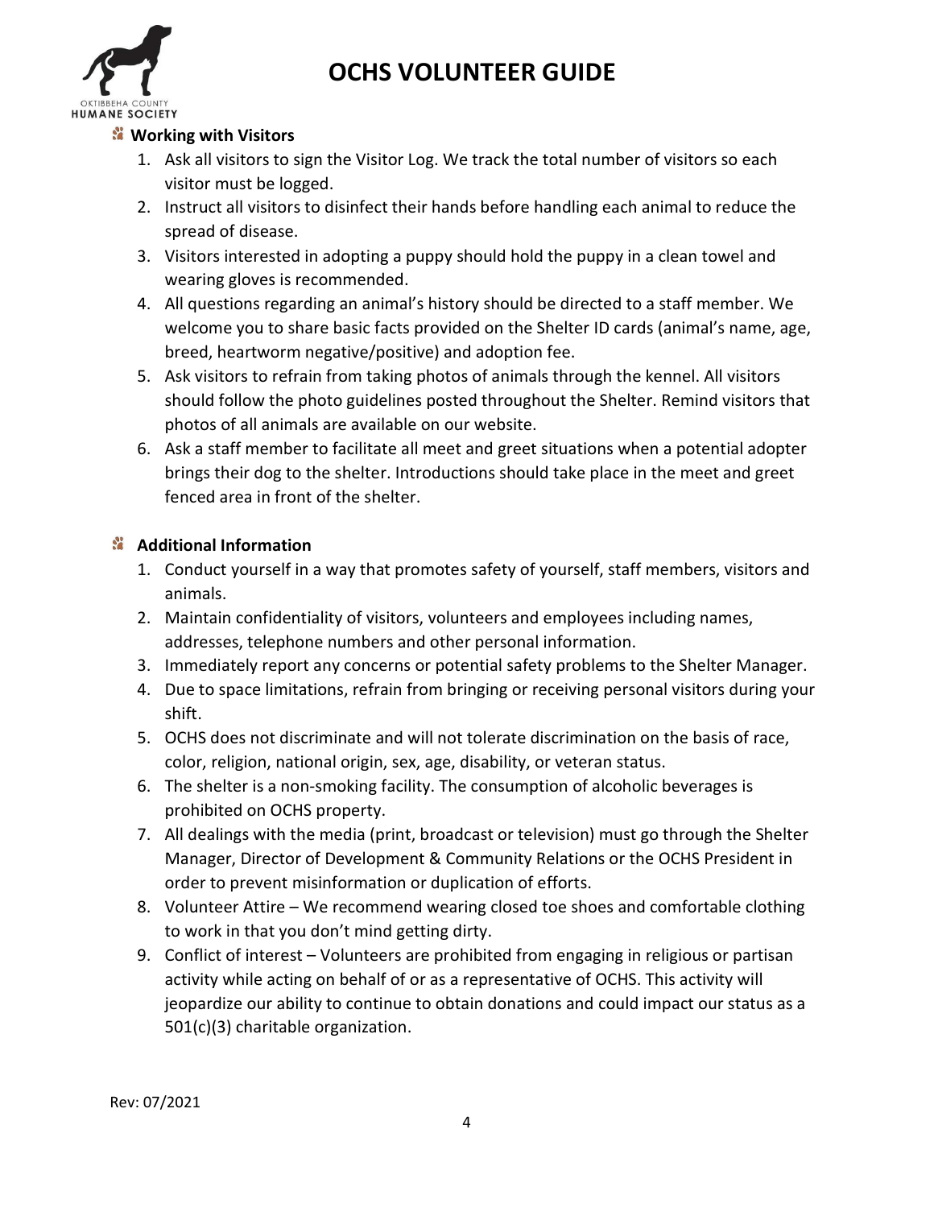# OCHS VOLUNTEER GUIDE

## Working with Visitors

1. Ask all visitors to sign the Visitor Log. We track the total number of visitors so each visitor must be logged.
2. Instruct all visitors to disinfect their hands before handling each animal to reduce the spread of disease.
3. Visitors interested in adopting a puppy should hold the puppy in a clean towel and wearing gloves is recommended.
4. All questions regarding an animal's history should be directed to a staff member. We welcome you to share basic facts provided on the Shelter ID cards (animal's name, age, breed, heartworm negative/positive) and adoption fee.
5. Ask visitors to refrain from taking photos of animals through the kennel. All visitors should follow the photo guidelines posted throughout the Shelter. Remind visitors that photos of all animals are available on our website.
6. Ask a staff member to facilitate all meet and greet situations when a potential adopter brings their dog to the shelter. Introductions should take place in the meet and greet fenced area in front of the shelter.

## Additional Information

1. Conduct yourself in a way that promotes safety of yourself, staff members, visitors and animals.
2. Maintain confidentiality of visitors, volunteers and employees including names, addresses, telephone numbers and other personal information.
3. Immediately report any concerns or potential safety problems to the Shelter Manager.
4. Due to space limitations, refrain from bringing or receiving personal visitors during your shift.
5. OCHS does not discriminate and will not tolerate discrimination on the basis of race, color, religion, national origin, sex, age, disability, or veteran status.
6. The shelter is a non-smoking facility. The consumption of alcoholic beverages is prohibited on OCHS property.
7. All dealings with the media (print, broadcast or television) must go through the Shelter Manager, Director of Development & Community Relations or the OCHS President in order to prevent misinformation or duplication of efforts.
8. Volunteer Attire – We recommend wearing closed toe shoes and comfortable clothing to work in that you don't mind getting dirty.
9. Conflict of interest – Volunteers are prohibited from engaging in religious or partisan activity while acting on behalf of or as a representative of OCHS. This activity will jeopardize our ability to continue to obtain donations and could impact our status as a 501(c)(3) charitable organization.

Rev: 07/2021